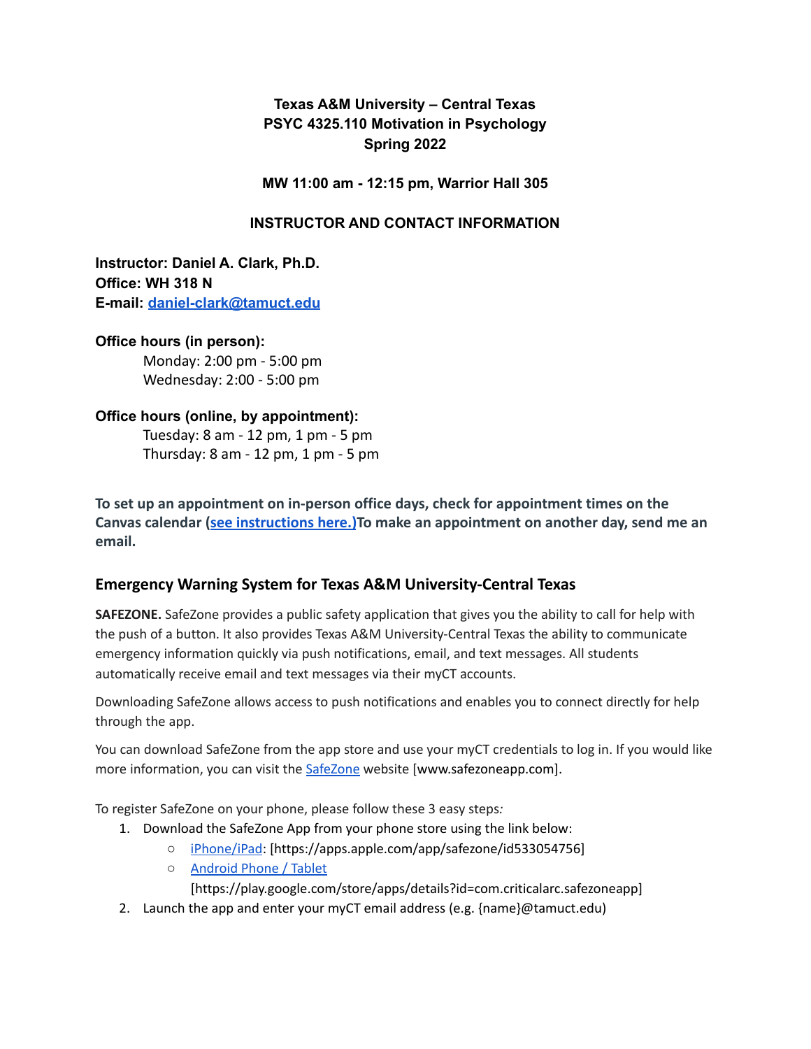**Texas A&M University – Central Texas**
**PSYC 4325.110 Motivation in Psychology**
**Spring 2022**

**MW 11:00 am - 12:15 pm, Warrior Hall 305**

## INSTRUCTOR AND CONTACT INFORMATION

**Instructor: Daniel A. Clark, Ph.D.**
**Office: WH 318 N**
**E-mail: [daniel-clark@tamuct.edu](mailto:daniel-clark@tamuct.edu)**

**Office hours (in person):**
Monday: 2:00 pm - 5:00 pm
Wednesday: 2:00 - 5:00 pm

**Office hours (online, by appointment):**
Tuesday: 8 am - 12 pm, 1 pm - 5 pm
Thursday: 8 am - 12 pm, 1 pm - 5 pm

**To set up an appointment on in-person office days, check for appointment times on the Canvas calendar (see instructions here.)To make an appointment on another day, send me an email.**

## Emergency Warning System for Texas A&M University-Central Texas

**SAFEZONE.** SafeZone provides a public safety application that gives you the ability to call for help with the push of a button. It also provides Texas A&M University-Central Texas the ability to communicate emergency information quickly via push notifications, email, and text messages. All students automatically receive email and text messages via their myCT accounts.

Downloading SafeZone allows access to push notifications and enables you to connect directly for help through the app.

You can download SafeZone from the app store and use your myCT credentials to log in. If you would like more information, you can visit the SafeZone website [www.safezoneapp.com].

To register SafeZone on your phone, please follow these 3 easy steps*:*

1. Download the SafeZone App from your phone store using the link below:
    - iPhone/iPad: [https://apps.apple.com/app/safezone/id533054756]
    - Android Phone / Tablet [https://play.google.com/store/apps/details?id=com.criticalarc.safezoneapp]
2. Launch the app and enter your myCT email address (e.g. {name}@tamuct.edu)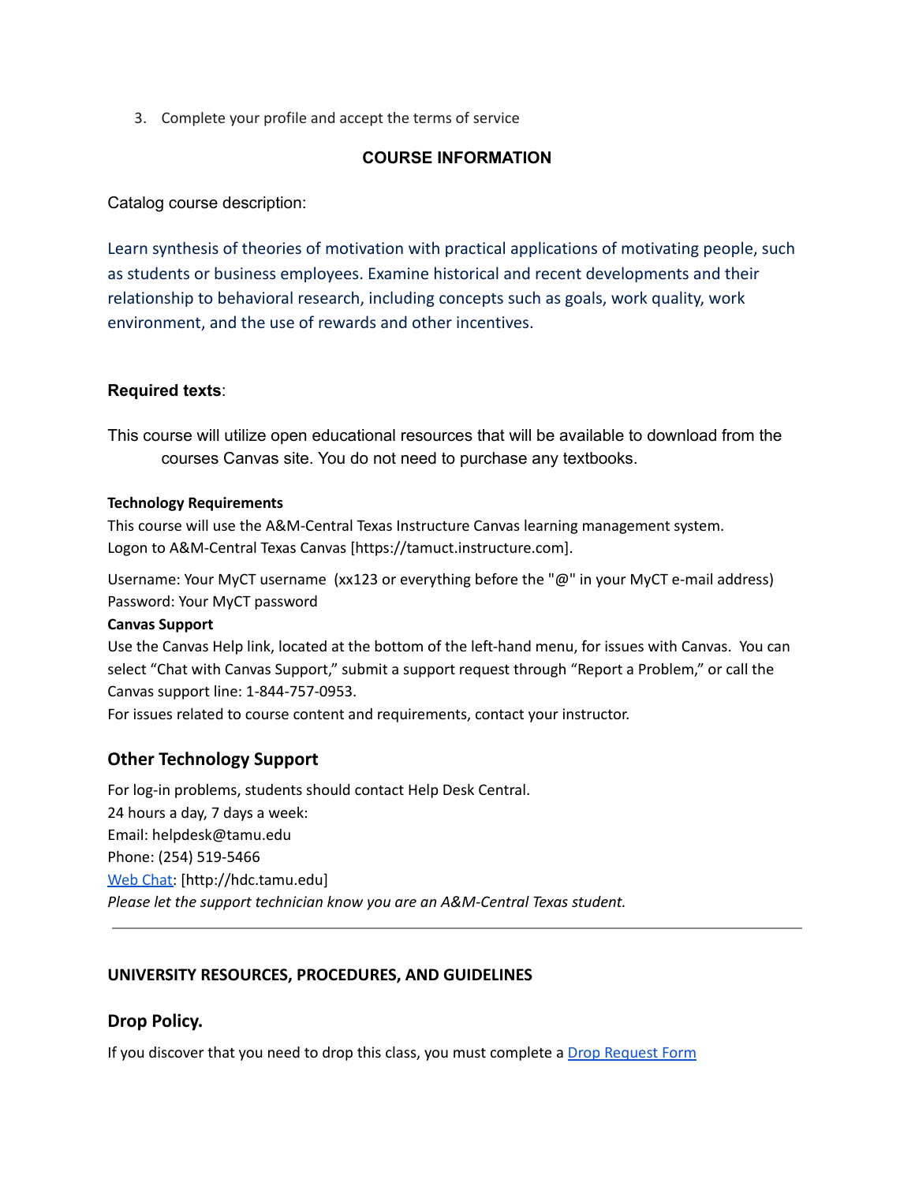3. Complete your profile and accept the terms of service

## COURSE INFORMATION

Catalog course description:

Learn synthesis of theories of motivation with practical applications of motivating people, such as students or business employees. Examine historical and recent developments and their relationship to behavioral research, including concepts such as goals, work quality, work environment, and the use of rewards and other incentives.

**Required texts**:

This course will utilize open educational resources that will be available to download from the courses Canvas site. You do not need to purchase any textbooks.

**Technology Requirements**

This course will use the A&M-Central Texas Instructure Canvas learning management system.
Logon to A&M-Central Texas Canvas [https://tamuct.instructure.com].

Username: Your MyCT username (xx123 or everything before the "@" in your MyCT e-mail address)
Password: Your MyCT password

**Canvas Support**

Use the Canvas Help link, located at the bottom of the left-hand menu, for issues with Canvas. You can select "Chat with Canvas Support," submit a support request through "Report a Problem," or call the Canvas support line: 1-844-757-0953.
For issues related to course content and requirements, contact your instructor.

### Other Technology Support

For log-in problems, students should contact Help Desk Central.
24 hours a day, 7 days a week:
Email: helpdesk@tamu.edu
Phone: (254) 519-5466
Web Chat: [http://hdc.tamu.edu]
*Please let the support technician know you are an A&M-Central Texas student.*

---

## UNIVERSITY RESOURCES, PROCEDURES, AND GUIDELINES

### Drop Policy.

If you discover that you need to drop this class, you must complete a Drop Request Form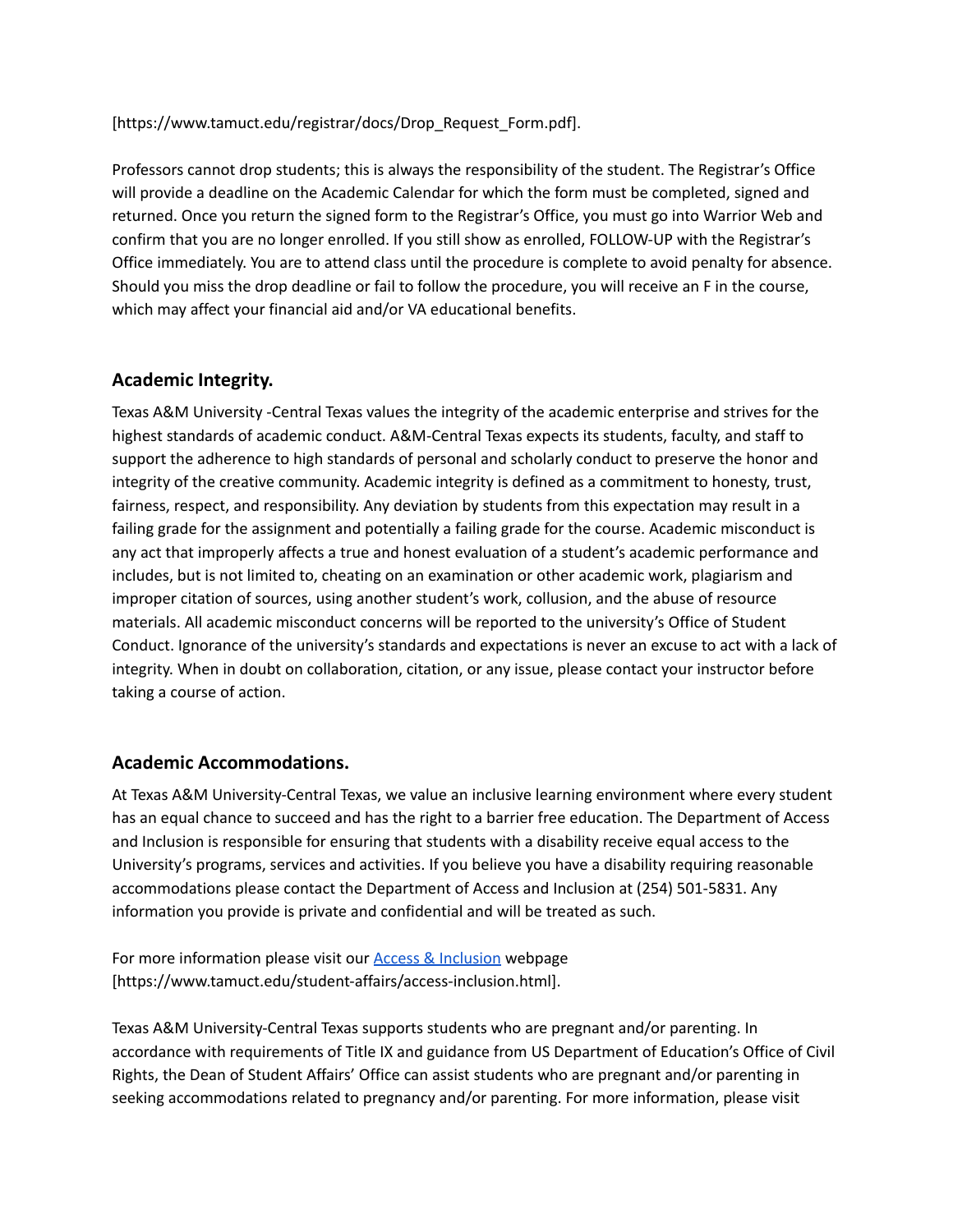[https://www.tamuct.edu/registrar/docs/Drop_Request_Form.pdf].

Professors cannot drop students; this is always the responsibility of the student. The Registrar's Office will provide a deadline on the Academic Calendar for which the form must be completed, signed and returned. Once you return the signed form to the Registrar's Office, you must go into Warrior Web and confirm that you are no longer enrolled. If you still show as enrolled, FOLLOW-UP with the Registrar's Office immediately. You are to attend class until the procedure is complete to avoid penalty for absence. Should you miss the drop deadline or fail to follow the procedure, you will receive an F in the course, which may affect your financial aid and/or VA educational benefits.

## Academic Integrity.

Texas A&M University -Central Texas values the integrity of the academic enterprise and strives for the highest standards of academic conduct. A&M-Central Texas expects its students, faculty, and staff to support the adherence to high standards of personal and scholarly conduct to preserve the honor and integrity of the creative community. Academic integrity is defined as a commitment to honesty, trust, fairness, respect, and responsibility. Any deviation by students from this expectation may result in a failing grade for the assignment and potentially a failing grade for the course. Academic misconduct is any act that improperly affects a true and honest evaluation of a student's academic performance and includes, but is not limited to, cheating on an examination or other academic work, plagiarism and improper citation of sources, using another student's work, collusion, and the abuse of resource materials. All academic misconduct concerns will be reported to the university's Office of Student Conduct. Ignorance of the university's standards and expectations is never an excuse to act with a lack of integrity. When in doubt on collaboration, citation, or any issue, please contact your instructor before taking a course of action.

## Academic Accommodations.

At Texas A&M University-Central Texas, we value an inclusive learning environment where every student has an equal chance to succeed and has the right to a barrier free education. The Department of Access and Inclusion is responsible for ensuring that students with a disability receive equal access to the University's programs, services and activities. If you believe you have a disability requiring reasonable accommodations please contact the Department of Access and Inclusion at (254) 501-5831. Any information you provide is private and confidential and will be treated as such.

For more information please visit our [Access & Inclusion](https://www.tamuct.edu/student-affairs/access-inclusion.html) webpage [https://www.tamuct.edu/student-affairs/access-inclusion.html].

Texas A&M University-Central Texas supports students who are pregnant and/or parenting. In accordance with requirements of Title IX and guidance from US Department of Education's Office of Civil Rights, the Dean of Student Affairs' Office can assist students who are pregnant and/or parenting in seeking accommodations related to pregnancy and/or parenting. For more information, please visit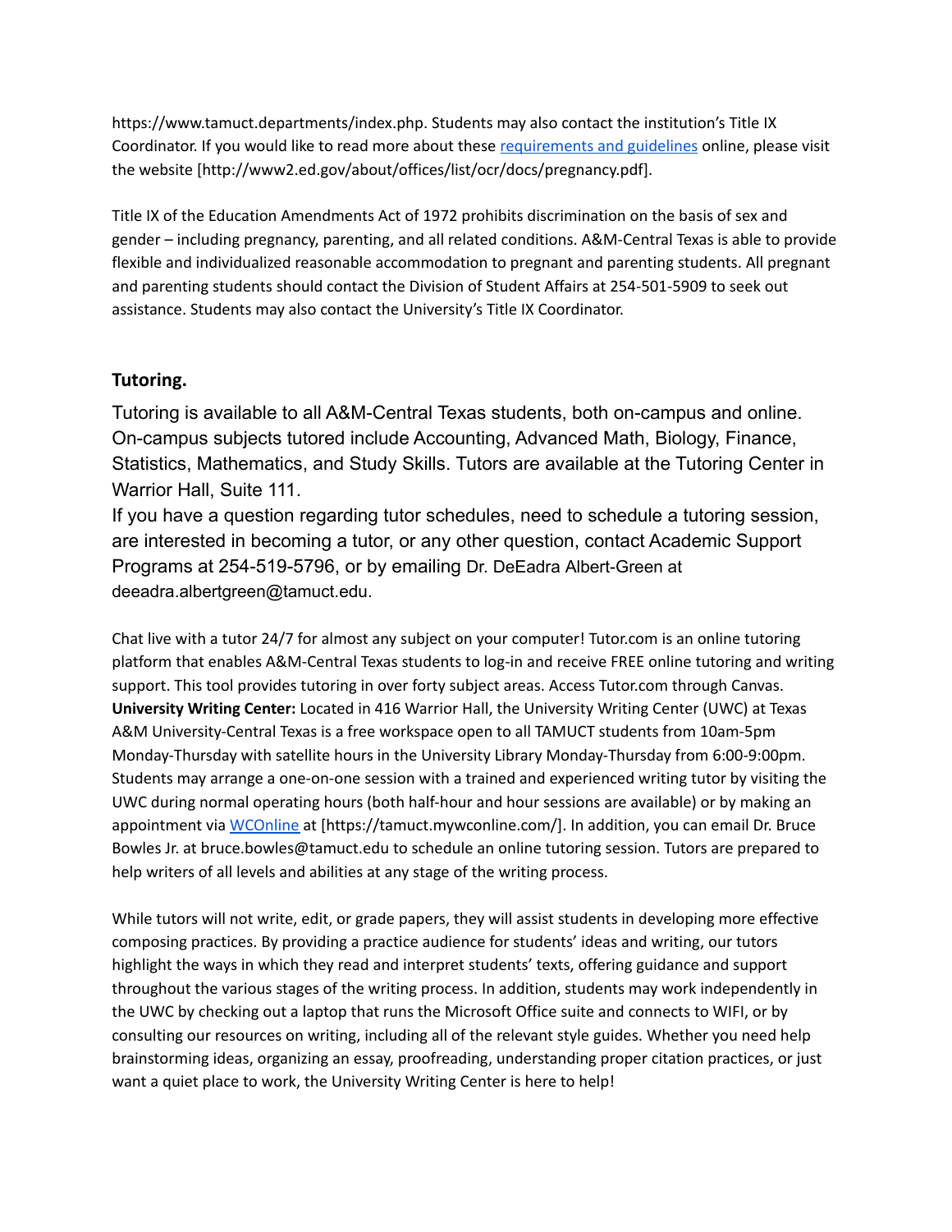https://www.tamuct.departments/index.php. Students may also contact the institution's Title IX Coordinator. If you would like to read more about these [requirements and guidelines](http://www2.ed.gov/about/offices/list/ocr/docs/pregnancy.pdf) online, please visit the website [http://www2.ed.gov/about/offices/list/ocr/docs/pregnancy.pdf].

Title IX of the Education Amendments Act of 1972 prohibits discrimination on the basis of sex and gender – including pregnancy, parenting, and all related conditions. A&M-Central Texas is able to provide flexible and individualized reasonable accommodation to pregnant and parenting students. All pregnant and parenting students should contact the Division of Student Affairs at 254-501-5909 to seek out assistance. Students may also contact the University's Title IX Coordinator.

## Tutoring.

Tutoring is available to all A&M-Central Texas students, both on-campus and online. On-campus subjects tutored include Accounting, Advanced Math, Biology, Finance, Statistics, Mathematics, and Study Skills. Tutors are available at the Tutoring Center in Warrior Hall, Suite 111.

If you have a question regarding tutor schedules, need to schedule a tutoring session, are interested in becoming a tutor, or any other question, contact Academic Support Programs at 254-519-5796, or by emailing Dr. DeEadra Albert-Green at deeadra.albertgreen@tamuct.edu.

Chat live with a tutor 24/7 for almost any subject on your computer! Tutor.com is an online tutoring platform that enables A&M-Central Texas students to log-in and receive FREE online tutoring and writing support. This tool provides tutoring in over forty subject areas. Access Tutor.com through Canvas.

**University Writing Center:** Located in 416 Warrior Hall, the University Writing Center (UWC) at Texas A&M University-Central Texas is a free workspace open to all TAMUCT students from 10am-5pm Monday-Thursday with satellite hours in the University Library Monday-Thursday from 6:00-9:00pm. Students may arrange a one-on-one session with a trained and experienced writing tutor by visiting the UWC during normal operating hours (both half-hour and hour sessions are available) or by making an appointment via [WCOnline](https://tamuct.mywconline.com/) at [https://tamuct.mywconline.com/]. In addition, you can email Dr. Bruce Bowles Jr. at bruce.bowles@tamuct.edu to schedule an online tutoring session. Tutors are prepared to help writers of all levels and abilities at any stage of the writing process.

While tutors will not write, edit, or grade papers, they will assist students in developing more effective composing practices. By providing a practice audience for students' ideas and writing, our tutors highlight the ways in which they read and interpret students' texts, offering guidance and support throughout the various stages of the writing process. In addition, students may work independently in the UWC by checking out a laptop that runs the Microsoft Office suite and connects to WIFI, or by consulting our resources on writing, including all of the relevant style guides. Whether you need help brainstorming ideas, organizing an essay, proofreading, understanding proper citation practices, or just want a quiet place to work, the University Writing Center is here to help!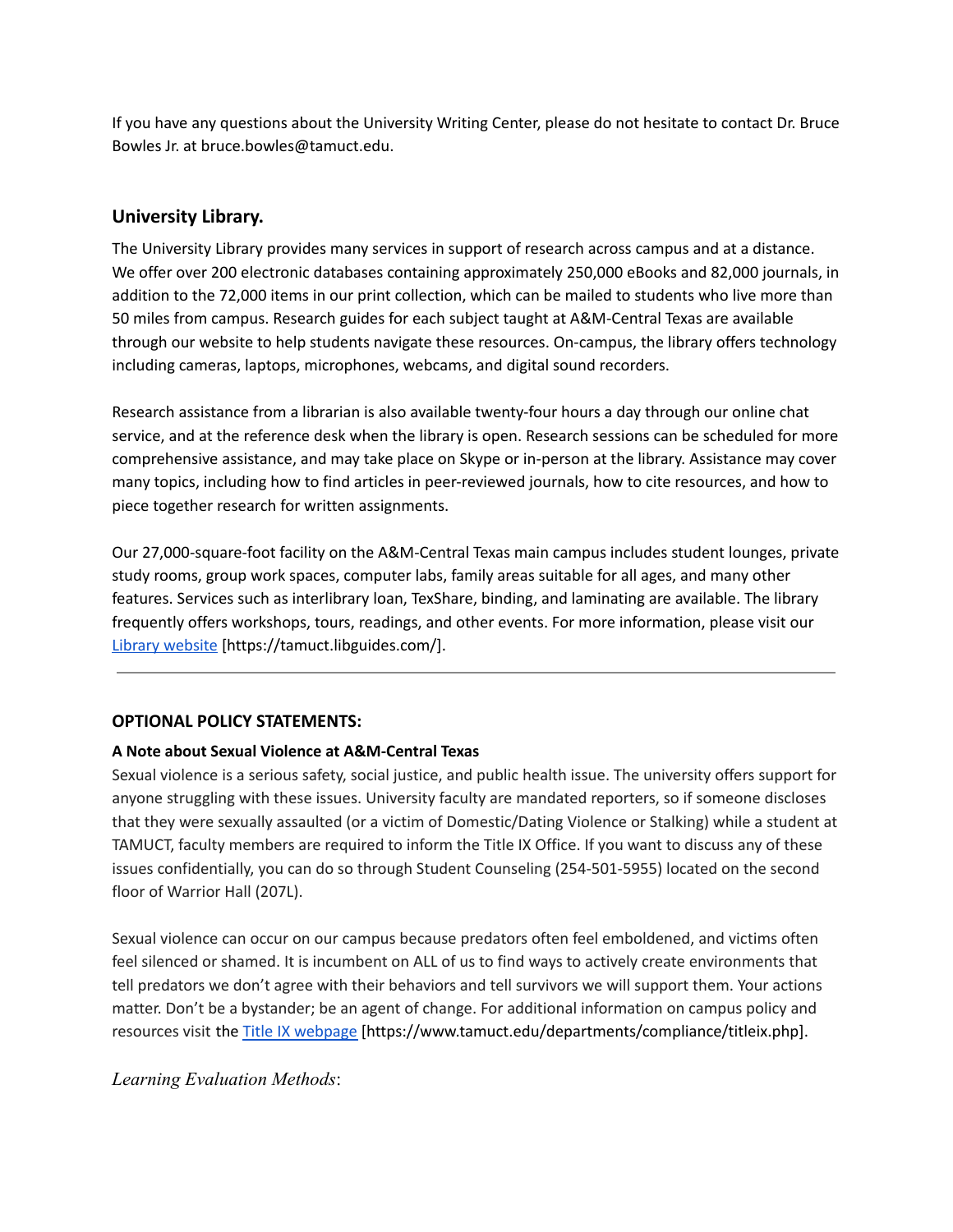If you have any questions about the University Writing Center, please do not hesitate to contact Dr. Bruce Bowles Jr. at bruce.bowles@tamuct.edu.

## University Library.

The University Library provides many services in support of research across campus and at a distance. We offer over 200 electronic databases containing approximately 250,000 eBooks and 82,000 journals, in addition to the 72,000 items in our print collection, which can be mailed to students who live more than 50 miles from campus. Research guides for each subject taught at A&M-Central Texas are available through our website to help students navigate these resources. On-campus, the library offers technology including cameras, laptops, microphones, webcams, and digital sound recorders.

Research assistance from a librarian is also available twenty-four hours a day through our online chat service, and at the reference desk when the library is open. Research sessions can be scheduled for more comprehensive assistance, and may take place on Skype or in-person at the library. Assistance may cover many topics, including how to find articles in peer-reviewed journals, how to cite resources, and how to piece together research for written assignments.

Our 27,000-square-foot facility on the A&M-Central Texas main campus includes student lounges, private study rooms, group work spaces, computer labs, family areas suitable for all ages, and many other features. Services such as interlibrary loan, TexShare, binding, and laminating are available. The library frequently offers workshops, tours, readings, and other events. For more information, please visit our [Library website](https://tamuct.libguides.com/) [https://tamuct.libguides.com/].

---

**OPTIONAL POLICY STATEMENTS:**

**A Note about Sexual Violence at A&M-Central Texas**

Sexual violence is a serious safety, social justice, and public health issue. The university offers support for anyone struggling with these issues. University faculty are mandated reporters, so if someone discloses that they were sexually assaulted (or a victim of Domestic/Dating Violence or Stalking) while a student at TAMUCT, faculty members are required to inform the Title IX Office. If you want to discuss any of these issues confidentially, you can do so through Student Counseling (254-501-5955) located on the second floor of Warrior Hall (207L).

Sexual violence can occur on our campus because predators often feel emboldened, and victims often feel silenced or shamed. It is incumbent on ALL of us to find ways to actively create environments that tell predators we don't agree with their behaviors and tell survivors we will support them. Your actions matter. Don't be a bystander; be an agent of change. For additional information on campus policy and resources visit the [Title IX webpage](https://www.tamuct.edu/departments/compliance/titleix.php) [https://www.tamuct.edu/departments/compliance/titleix.php].

*Learning Evaluation Methods*: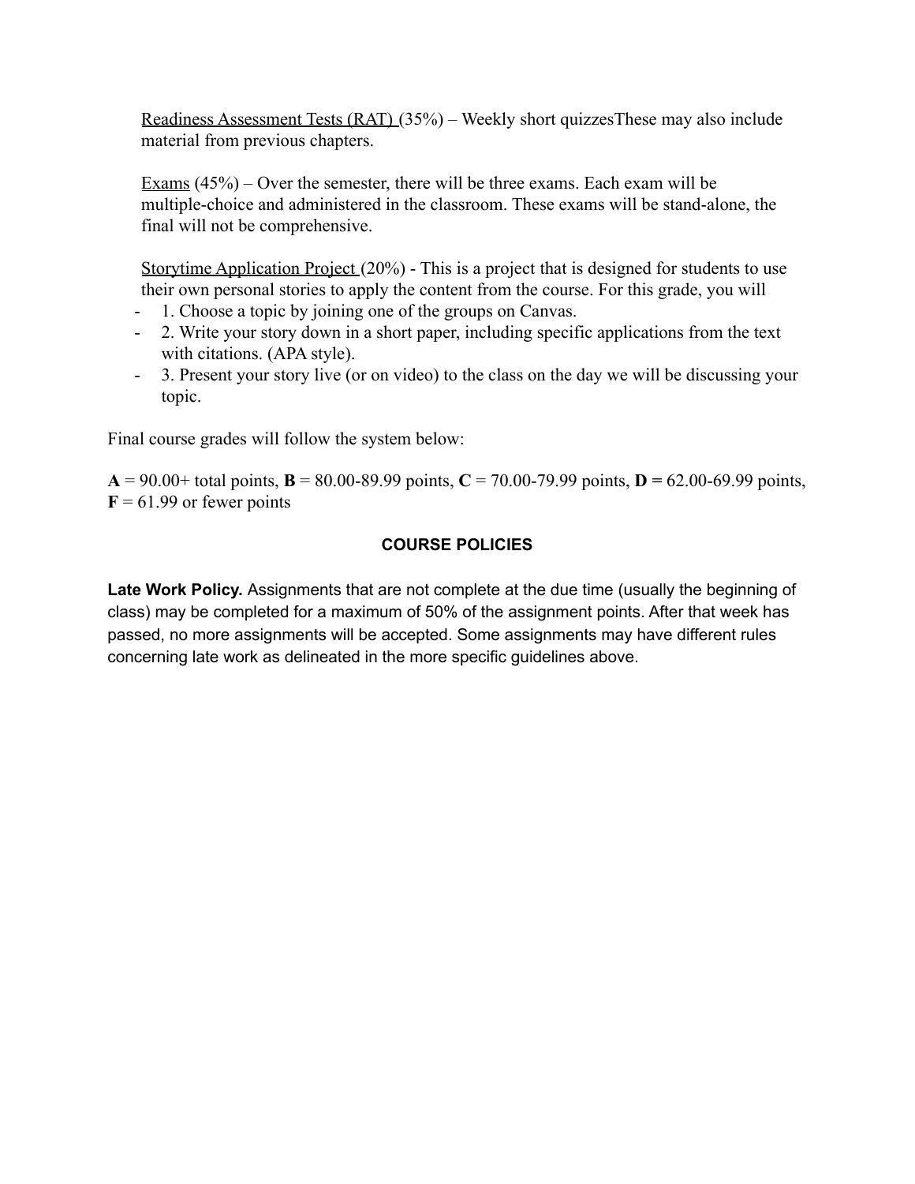Readiness Assessment Tests (RAT) (35%) – Weekly short quizzesThese may also include material from previous chapters.

Exams (45%) – Over the semester, there will be three exams. Each exam will be multiple-choice and administered in the classroom. These exams will be stand-alone, the final will not be comprehensive.

Storytime Application Project (20%) - This is a project that is designed for students to use their own personal stories to apply the content from the course. For this grade, you will

- 1. Choose a topic by joining one of the groups on Canvas.
- 2. Write your story down in a short paper, including specific applications from the text with citations. (APA style).
- 3. Present your story live (or on video) to the class on the day we will be discussing your topic.

Final course grades will follow the system below:

**A** = 90.00+ total points, **B** = 80.00-89.99 points, **C** = 70.00-79.99 points, **D =** 62.00-69.99 points, **F** = 61.99 or fewer points

## COURSE POLICIES

**Late Work Policy.** Assignments that are not complete at the due time (usually the beginning of class) may be completed for a maximum of 50% of the assignment points. After that week has passed, no more assignments will be accepted. Some assignments may have different rules concerning late work as delineated in the more specific guidelines above.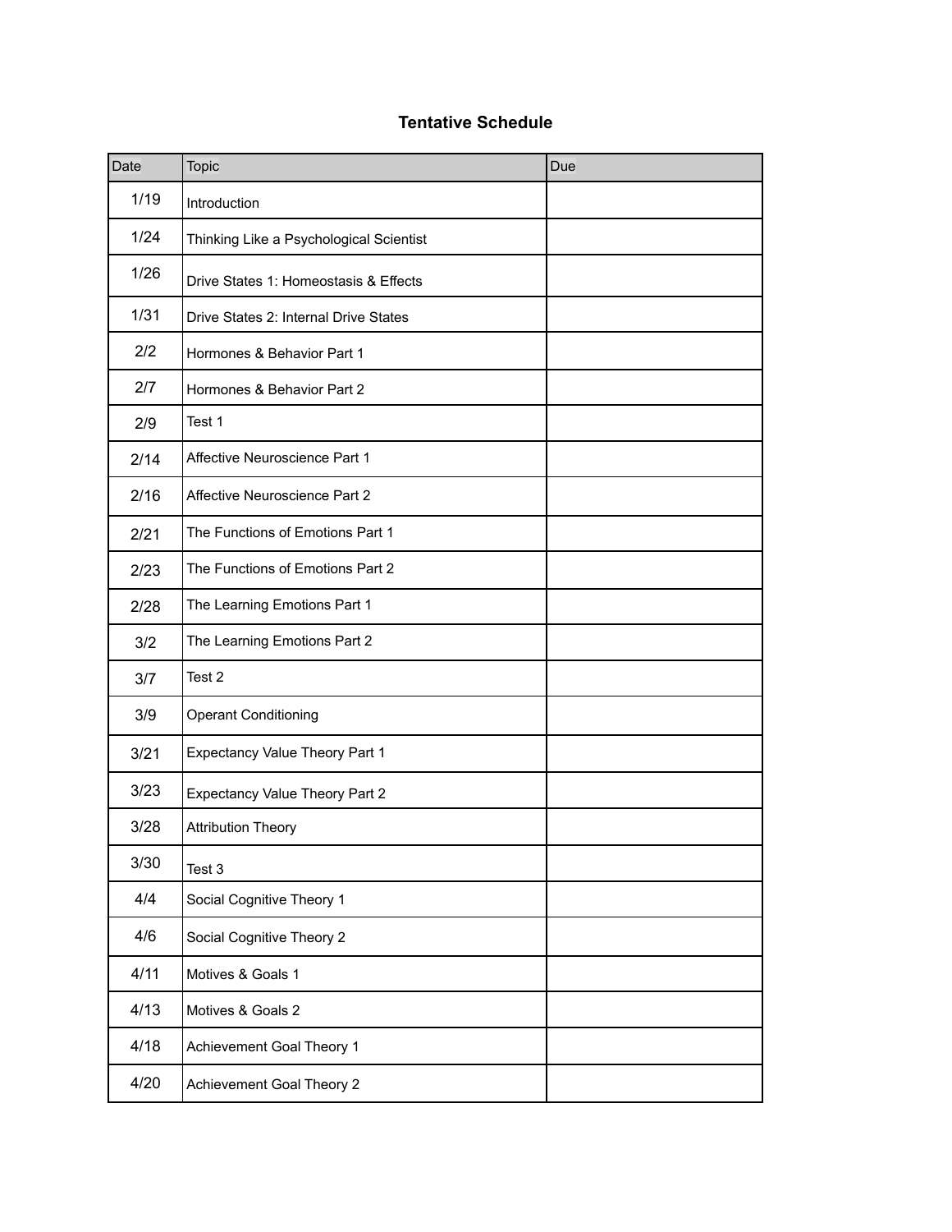**Tentative Schedule**

| Date | Topic | Due |
|---|---|---|
| 1/19 | Introduction | |
| 1/24 | Thinking Like a Psychological Scientist | |
| 1/26 | Drive States 1: Homeostasis & Effects | |
| 1/31 | Drive States 2: Internal Drive States | |
| 2/2 | Hormones & Behavior Part 1 | |
| 2/7 | Hormones & Behavior Part 2 | |
| 2/9 | Test 1 | |
| 2/14 | Affective Neuroscience Part 1 | |
| 2/16 | Affective Neuroscience Part 2 | |
| 2/21 | The Functions of Emotions Part 1 | |
| 2/23 | The Functions of Emotions Part 2 | |
| 2/28 | The Learning Emotions Part 1 | |
| 3/2 | The Learning Emotions Part 2 | |
| 3/7 | Test 2 | |
| 3/9 | Operant Conditioning | |
| 3/21 | Expectancy Value Theory Part 1 | |
| 3/23 | Expectancy Value Theory Part 2 | |
| 3/28 | Attribution Theory | |
| 3/30 | Test 3 | |
| 4/4 | Social Cognitive Theory 1 | |
| 4/6 | Social Cognitive Theory 2 | |
| 4/11 | Motives & Goals 1 | |
| 4/13 | Motives & Goals 2 | |
| 4/18 | Achievement Goal Theory 1 | |
| 4/20 | Achievement Goal Theory 2 | |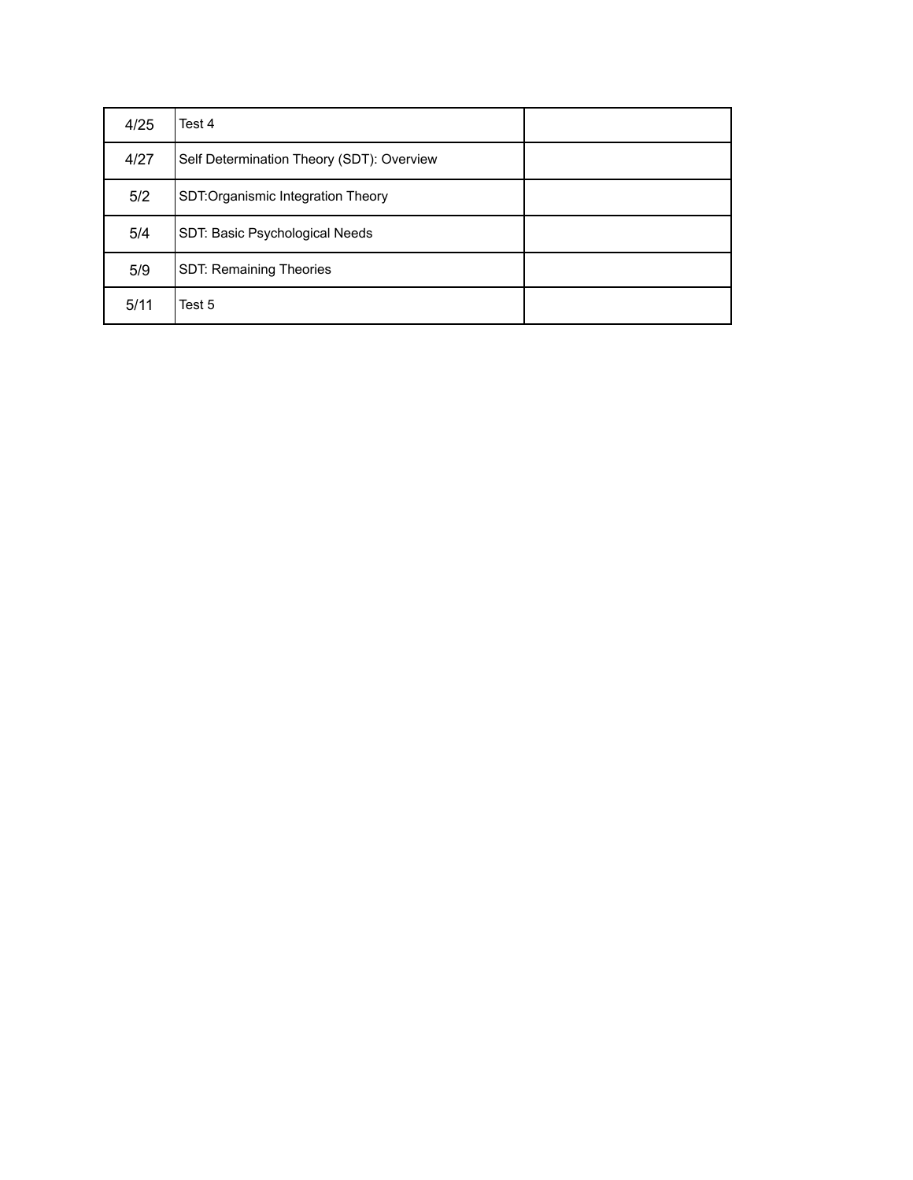| | | |
|---|---|---|
| 4/25 | Test 4 | |
| 4/27 | Self Determination Theory (SDT): Overview | |
| 5/2 | SDT:Organismic Integration Theory | |
| 5/4 | SDT: Basic Psychological Needs | |
| 5/9 | SDT: Remaining Theories | |
| 5/11 | Test 5 | |